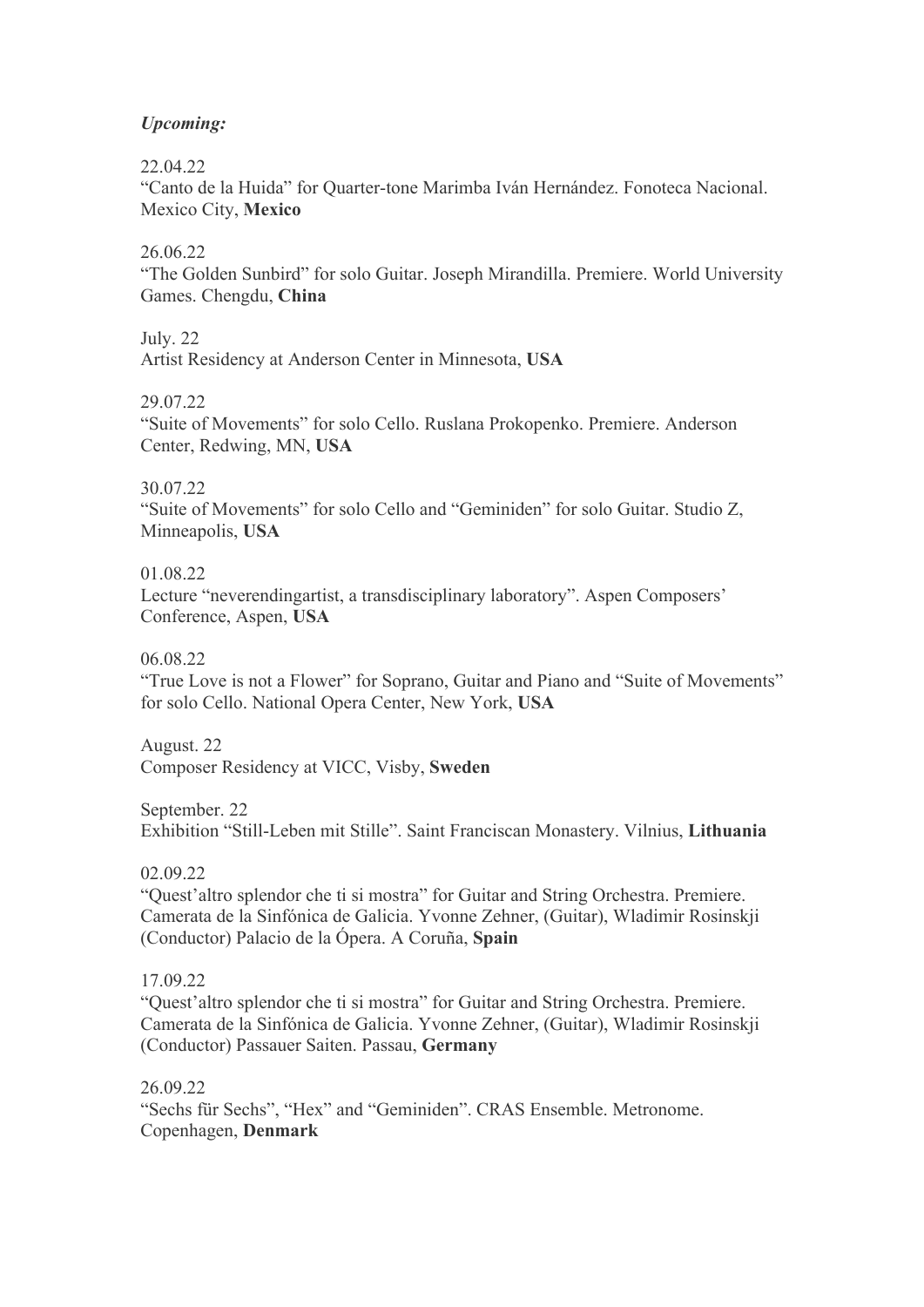*Upcoming:*

22.04.22
"Canto de la Huida" for Quarter-tone Marimba Iván Hernández. Fonoteca Nacional. Mexico City, **Mexico**

26.06.22
"The Golden Sunbird" for solo Guitar. Joseph Mirandilla. Premiere. World University Games. Chengdu, **China**

July. 22
Artist Residency at Anderson Center in Minnesota, **USA**

29.07.22
"Suite of Movements" for solo Cello. Ruslana Prokopenko. Premiere. Anderson Center, Redwing, MN, **USA**

30.07.22
"Suite of Movements" for solo Cello and "Geminiden" for solo Guitar. Studio Z, Minneapolis, **USA**

01.08.22
Lecture "neverendingartist, a transdisciplinary laboratory". Aspen Composers' Conference, Aspen, **USA**

06.08.22
"True Love is not a Flower" for Soprano, Guitar and Piano and "Suite of Movements" for solo Cello. National Opera Center, New York, **USA**

August. 22
Composer Residency at VICC, Visby, **Sweden**

September. 22
Exhibition "Still-Leben mit Stille". Saint Franciscan Monastery. Vilnius, **Lithuania**

02.09.22
"Quest'altro splendor che ti si mostra" for Guitar and String Orchestra. Premiere. Camerata de la Sinfónica de Galicia. Yvonne Zehner, (Guitar), Wladimir Rosinskji (Conductor) Palacio de la Ópera. A Coruña, **Spain**

17.09.22
"Quest'altro splendor che ti si mostra" for Guitar and String Orchestra. Premiere. Camerata de la Sinfónica de Galicia. Yvonne Zehner, (Guitar), Wladimir Rosinskji (Conductor) Passauer Saiten. Passau, **Germany**

26.09.22
"Sechs für Sechs", "Hex" and "Geminiden". CRAS Ensemble. Metronome. Copenhagen, **Denmark**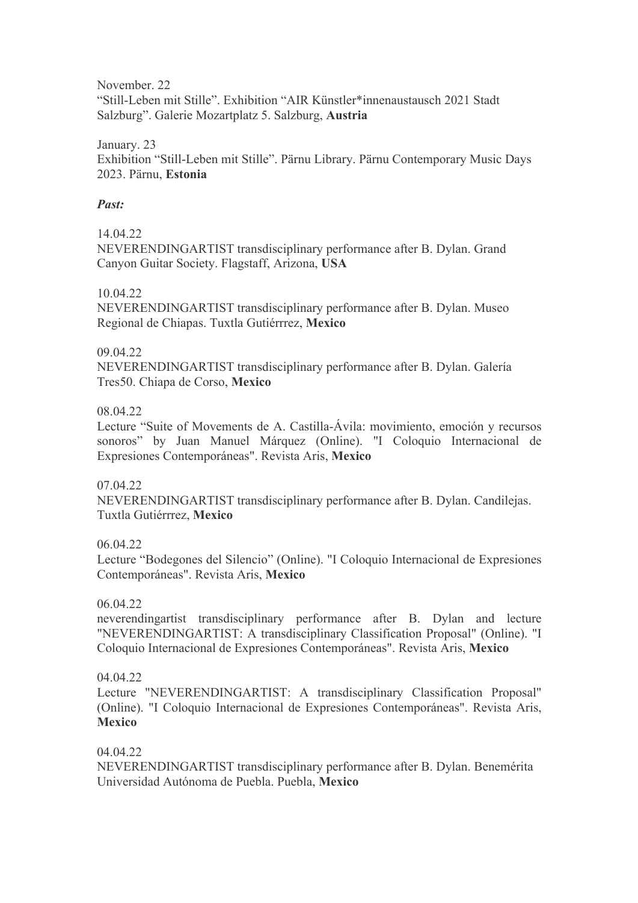November. 22
"Still-Leben mit Stille". Exhibition "AIR Künstler*innenaustausch 2021 Stadt Salzburg". Galerie Mozartplatz 5. Salzburg, **Austria**

January. 23
Exhibition "Still-Leben mit Stille". Pärnu Library. Pärnu Contemporary Music Days 2023. Pärnu, **Estonia**

***Past:***

14.04.22
NEVERENDINGARTIST transdisciplinary performance after B. Dylan. Grand Canyon Guitar Society. Flagstaff, Arizona, **USA**

10.04.22
NEVERENDINGARTIST transdisciplinary performance after B. Dylan. Museo Regional de Chiapas. Tuxtla Gutiérrrez, **Mexico**

09.04.22
NEVERENDINGARTIST transdisciplinary performance after B. Dylan. Galería Tres50. Chiapa de Corso, **Mexico**

08.04.22
Lecture "Suite of Movements de A. Castilla-Ávila: movimiento, emoción y recursos sonoros" by Juan Manuel Márquez (Online). "I Coloquio Internacional de Expresiones Contemporáneas". Revista Aris, **Mexico**

07.04.22
NEVERENDINGARTIST transdisciplinary performance after B. Dylan. Candilejas. Tuxtla Gutiérrrez, **Mexico**

06.04.22
Lecture "Bodegones del Silencio" (Online). "I Coloquio Internacional de Expresiones Contemporáneas". Revista Aris, **Mexico**

06.04.22
neverendingartist transdisciplinary performance after B. Dylan and lecture "NEVERENDINGARTIST: A transdisciplinary Classification Proposal" (Online). "I Coloquio Internacional de Expresiones Contemporáneas". Revista Aris, **Mexico**

04.04.22
Lecture "NEVERENDINGARTIST: A transdisciplinary Classification Proposal" (Online). "I Coloquio Internacional de Expresiones Contemporáneas". Revista Aris, **Mexico**

04.04.22
NEVERENDINGARTIST transdisciplinary performance after B. Dylan. Benemérita Universidad Autónoma de Puebla. Puebla, **Mexico**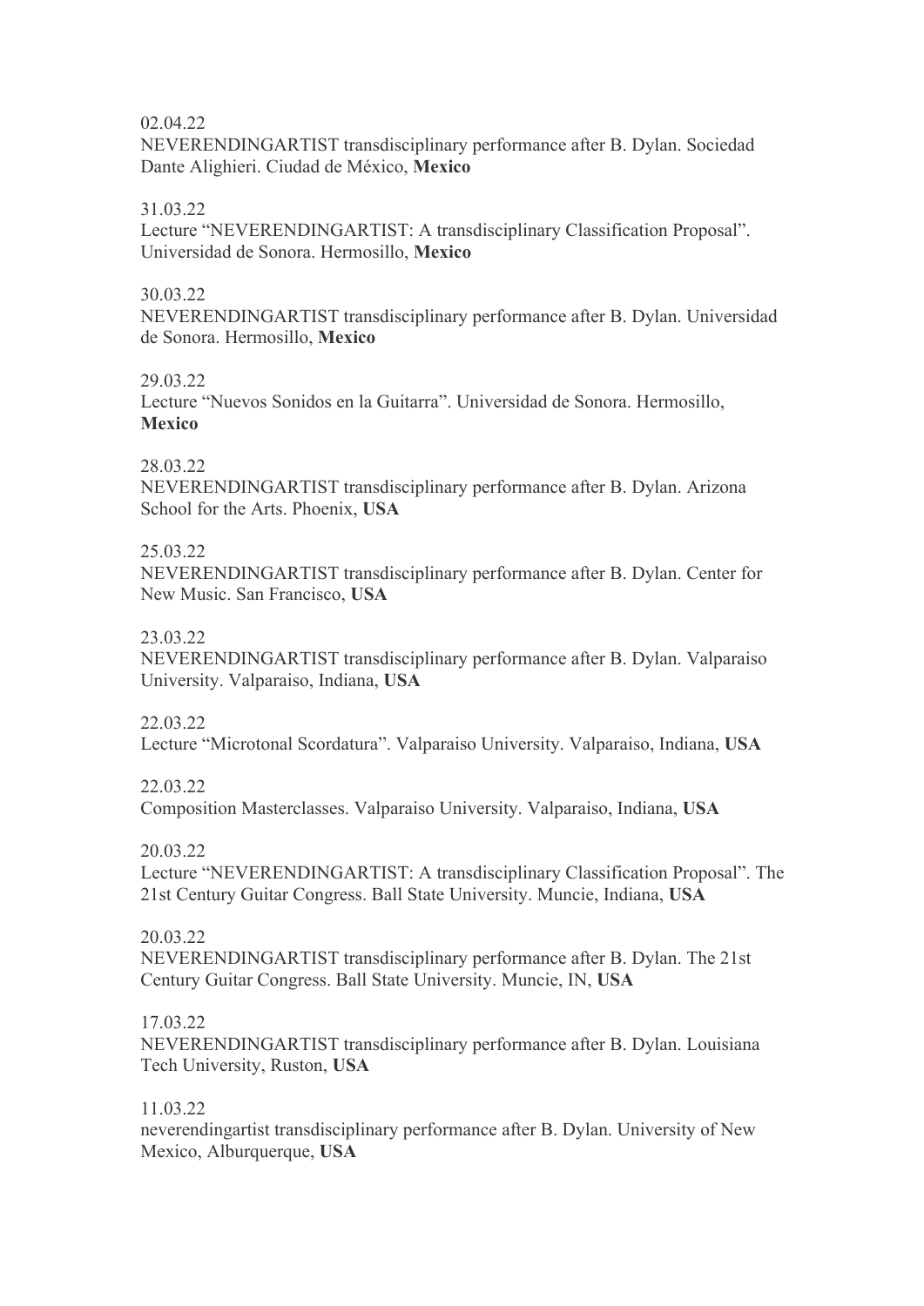02.04.22
NEVERENDINGARTIST transdisciplinary performance after B. Dylan. Sociedad Dante Alighieri. Ciudad de México, **Mexico**

31.03.22
Lecture "NEVERENDINGARTIST: A transdisciplinary Classification Proposal". Universidad de Sonora. Hermosillo, **Mexico**

30.03.22
NEVERENDINGARTIST transdisciplinary performance after B. Dylan. Universidad de Sonora. Hermosillo, **Mexico**

29.03.22
Lecture "Nuevos Sonidos en la Guitarra". Universidad de Sonora. Hermosillo, **Mexico**

28.03.22
NEVERENDINGARTIST transdisciplinary performance after B. Dylan. Arizona School for the Arts. Phoenix, **USA**

25.03.22
NEVERENDINGARTIST transdisciplinary performance after B. Dylan. Center for New Music. San Francisco, **USA**

23.03.22
NEVERENDINGARTIST transdisciplinary performance after B. Dylan. Valparaiso University. Valparaiso, Indiana, **USA**

22.03.22
Lecture "Microtonal Scordatura". Valparaiso University. Valparaiso, Indiana, **USA**

22.03.22
Composition Masterclasses. Valparaiso University. Valparaiso, Indiana, **USA**

20.03.22
Lecture "NEVERENDINGARTIST: A transdisciplinary Classification Proposal". The 21st Century Guitar Congress. Ball State University. Muncie, Indiana, **USA**

20.03.22
NEVERENDINGARTIST transdisciplinary performance after B. Dylan. The 21st Century Guitar Congress. Ball State University. Muncie, IN, **USA**

17.03.22
NEVERENDINGARTIST transdisciplinary performance after B. Dylan. Louisiana Tech University, Ruston, **USA**

11.03.22
neverendingartist transdisciplinary performance after B. Dylan. University of New Mexico, Alburquerque, **USA**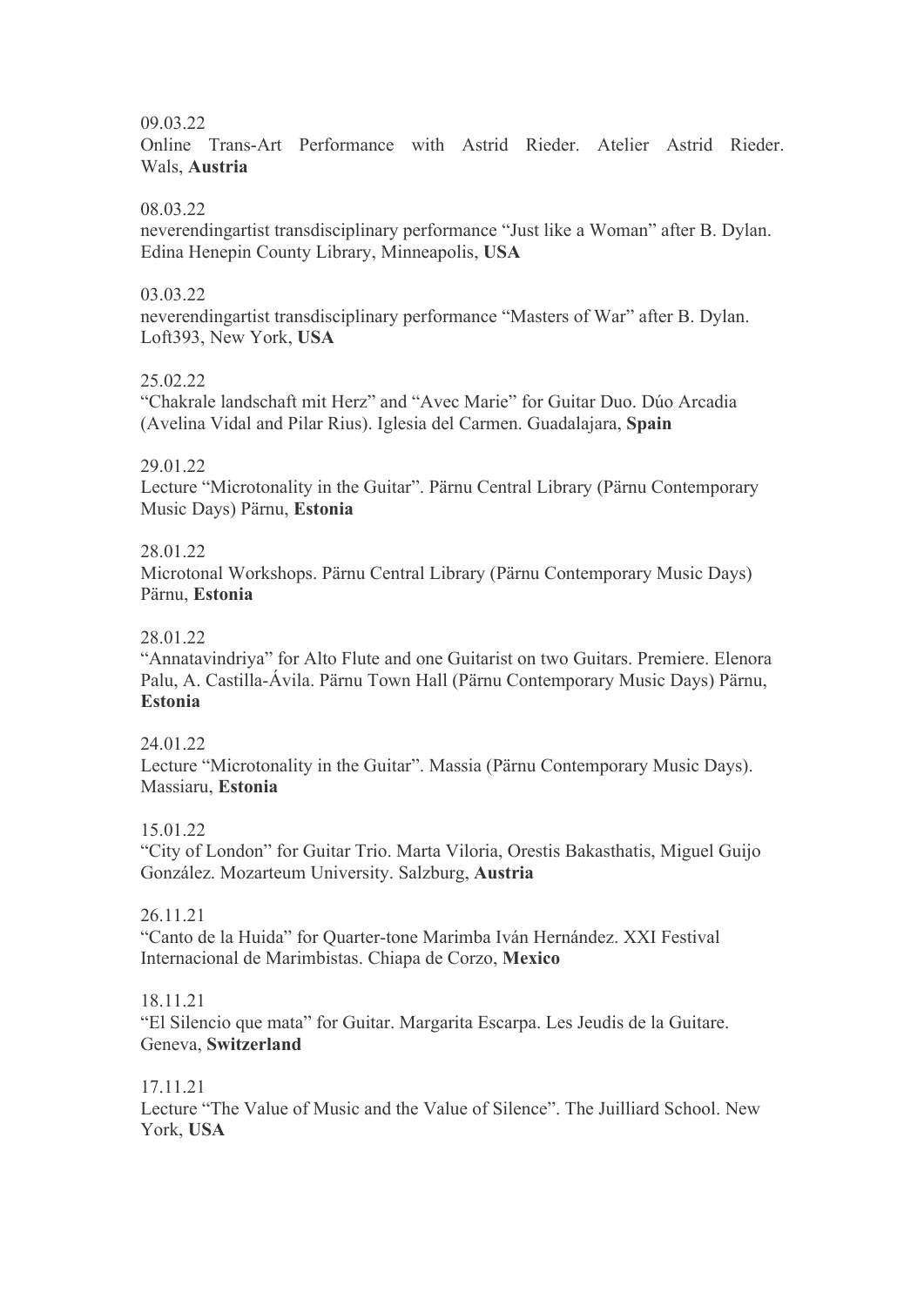09.03.22
Online Trans-Art Performance with Astrid Rieder. Atelier Astrid Rieder. Wals, **Austria**

08.03.22
neverendingartist transdisciplinary performance “Just like a Woman” after B. Dylan. Edina Henepin County Library, Minneapolis, **USA**

03.03.22
neverendingartist transdisciplinary performance “Masters of War” after B. Dylan. Loft393, New York, **USA**

25.02.22
“Chakrale landschaft mit Herz” and “Avec Marie” for Guitar Duo. Dúo Arcadia (Avelina Vidal and Pilar Rius). Iglesia del Carmen. Guadalajara, **Spain**

29.01.22
Lecture “Microtonality in the Guitar”. Pärnu Central Library (Pärnu Contemporary Music Days) Pärnu, **Estonia**

28.01.22
Microtonal Workshops. Pärnu Central Library (Pärnu Contemporary Music Days) Pärnu, **Estonia**

28.01.22
“Annatavindriya” for Alto Flute and one Guitarist on two Guitars. Premiere. Elenora Palu, A. Castilla-Ávila. Pärnu Town Hall (Pärnu Contemporary Music Days) Pärnu, **Estonia**

24.01.22
Lecture “Microtonality in the Guitar”. Massia (Pärnu Contemporary Music Days). Massiaru, **Estonia**

15.01.22
“City of London” for Guitar Trio. Marta Viloria, Orestis Bakasthatis, Miguel Guijo González. Mozarteum University. Salzburg, **Austria**

26.11.21
“Canto de la Huida” for Quarter-tone Marimba Iván Hernández. XXI Festival Internacional de Marimbistas. Chiapa de Corzo, **Mexico**

18.11.21
“El Silencio que mata” for Guitar. Margarita Escarpa. Les Jeudis de la Guitare. Geneva, **Switzerland**

17.11.21
Lecture “The Value of Music and the Value of Silence”. The Juilliard School. New York, **USA**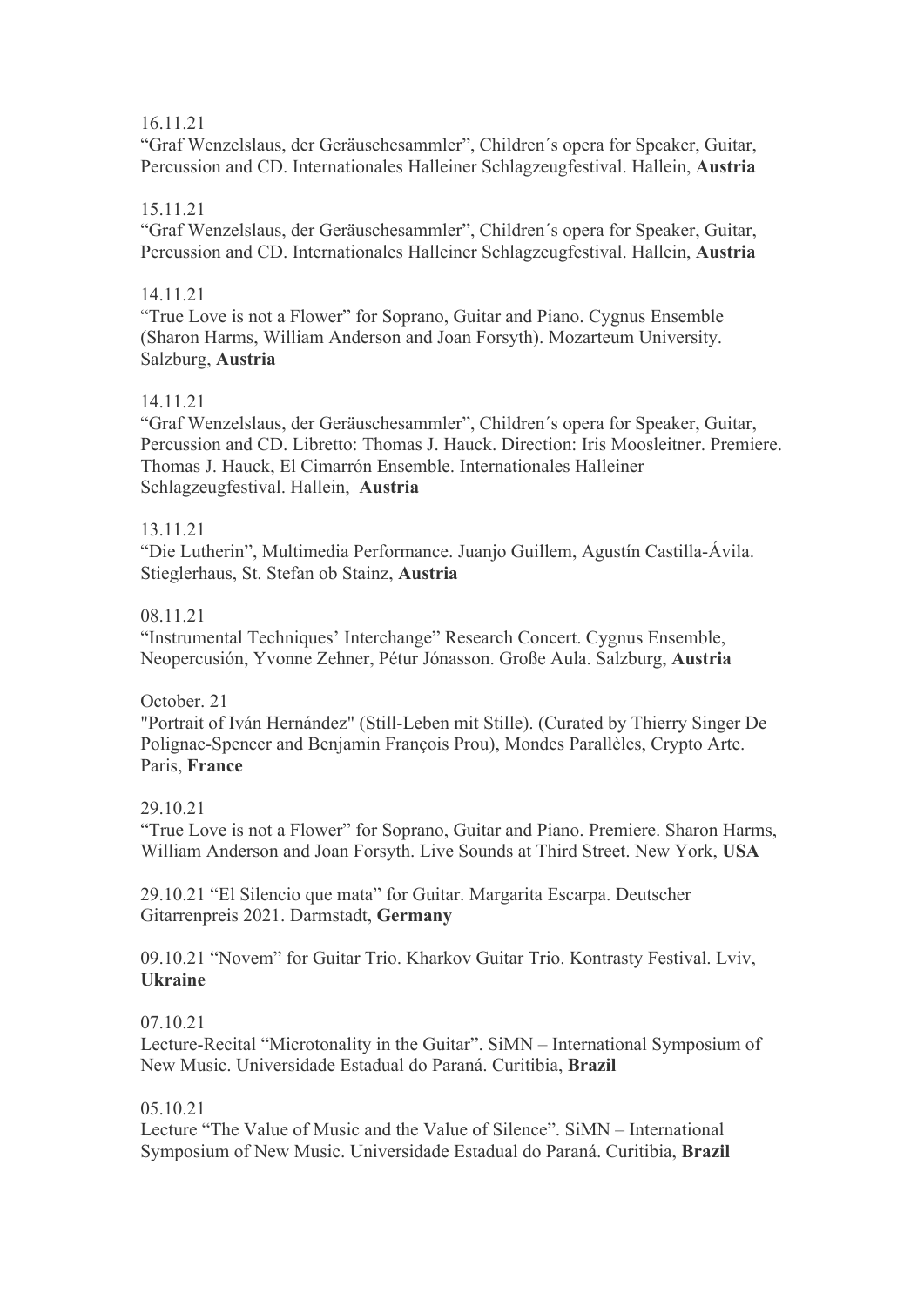16.11.21
“Graf Wenzelslaus, der Geräuschesammler”, Children´s opera for Speaker, Guitar, Percussion and CD. Internationales Halleiner Schlagzeugfestival. Hallein, **Austria**

15.11.21
“Graf Wenzelslaus, der Geräuschesammler”, Children´s opera for Speaker, Guitar, Percussion and CD. Internationales Halleiner Schlagzeugfestival. Hallein, **Austria**

14.11.21
“True Love is not a Flower” for Soprano, Guitar and Piano. Cygnus Ensemble (Sharon Harms, William Anderson and Joan Forsyth). Mozarteum University. Salzburg, **Austria**

14.11.21
“Graf Wenzelslaus, der Geräuschesammler”, Children´s opera for Speaker, Guitar, Percussion and CD. Libretto: Thomas J. Hauck. Direction: Iris Moosleitner. Premiere. Thomas J. Hauck, El Cimarrón Ensemble. Internationales Halleiner Schlagzeugfestival. Hallein, **Austria**

13.11.21
“Die Lutherin”, Multimedia Performance. Juanjo Guillem, Agustín Castilla-Ávila. Stieglerhaus, St. Stefan ob Stainz, **Austria**

08.11.21
“Instrumental Techniques’ Interchange” Research Concert. Cygnus Ensemble, Neopercusión, Yvonne Zehner, Pétur Jónasson. Große Aula. Salzburg, **Austria**

October. 21
"Portrait of Iván Hernández" (Still-Leben mit Stille). (Curated by Thierry Singer De Polignac-Spencer and Benjamin François Prou), Mondes Parallèles, Crypto Arte. Paris, **France**

29.10.21
“True Love is not a Flower” for Soprano, Guitar and Piano. Premiere. Sharon Harms, William Anderson and Joan Forsyth. Live Sounds at Third Street. New York, **USA**

29.10.21 “El Silencio que mata” for Guitar. Margarita Escarpa. Deutscher Gitarrenpreis 2021. Darmstadt, **Germany**

09.10.21 “Novem” for Guitar Trio. Kharkov Guitar Trio. Kontrasty Festival. Lviv, **Ukraine**

07.10.21
Lecture-Recital “Microtonality in the Guitar”. SiMN – International Symposium of New Music. Universidade Estadual do Paraná. Curitibia, **Brazil**

05.10.21
Lecture “The Value of Music and the Value of Silence”. SiMN – International Symposium of New Music. Universidade Estadual do Paraná. Curitibia, **Brazil**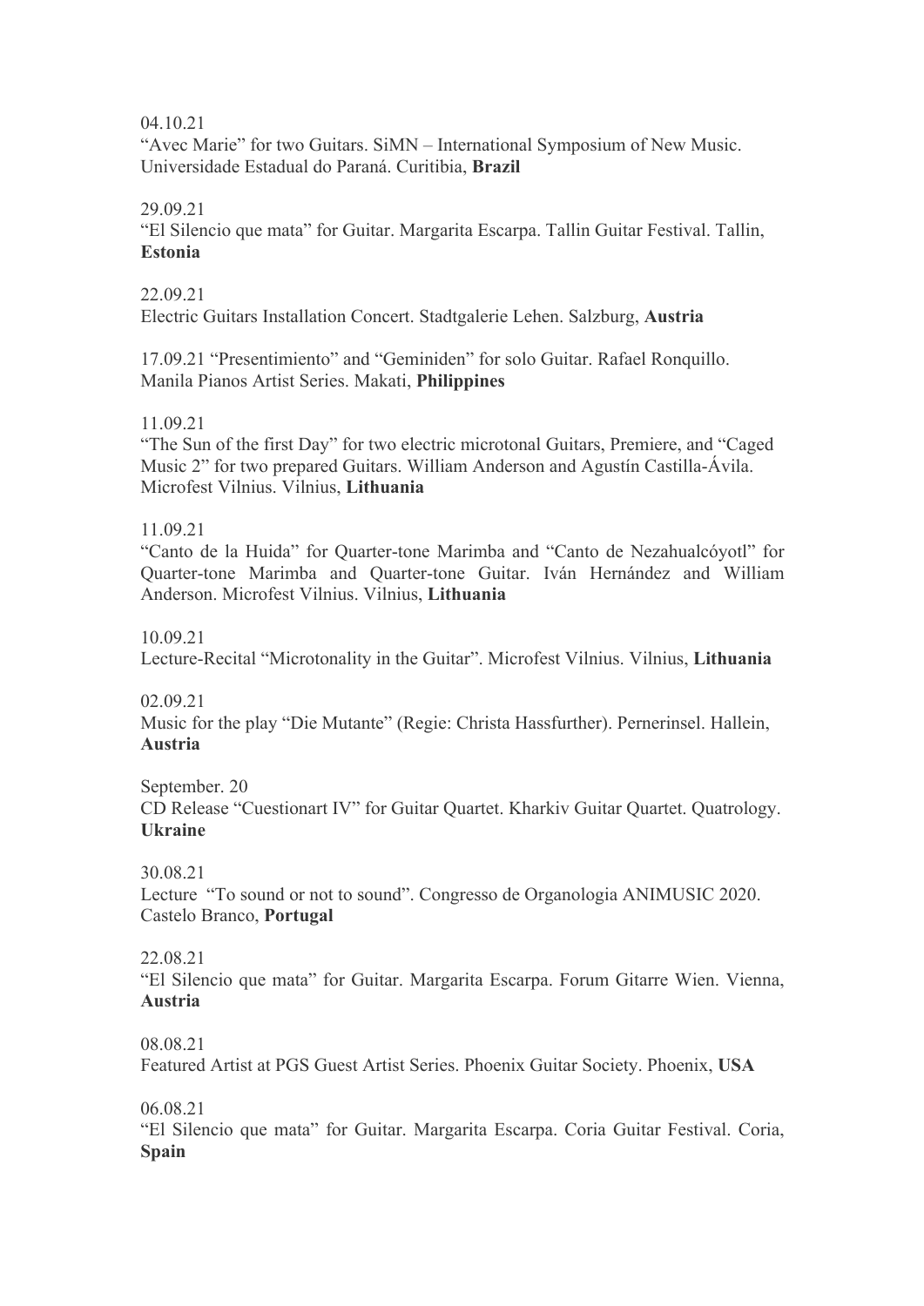04.10.21
"Avec Marie" for two Guitars. SiMN – International Symposium of New Music. Universidade Estadual do Paraná. Curitibia, **Brazil**

29.09.21
"El Silencio que mata" for Guitar. Margarita Escarpa. Tallin Guitar Festival. Tallin, **Estonia**

22.09.21
Electric Guitars Installation Concert. Stadtgalerie Lehen. Salzburg, **Austria**

17.09.21 "Presentimiento" and "Geminiden" for solo Guitar. Rafael Ronquillo. Manila Pianos Artist Series. Makati, **Philippines**

11.09.21
"The Sun of the first Day" for two electric microtonal Guitars, Premiere, and "Caged Music 2" for two prepared Guitars. William Anderson and Agustín Castilla-Ávila. Microfest Vilnius. Vilnius, **Lithuania**

11.09.21
"Canto de la Huida" for Quarter-tone Marimba and "Canto de Nezahualcóyotl" for Quarter-tone Marimba and Quarter-tone Guitar. Iván Hernández and William Anderson. Microfest Vilnius. Vilnius, **Lithuania**

10.09.21
Lecture-Recital "Microtonality in the Guitar". Microfest Vilnius. Vilnius, **Lithuania**

02.09.21
Music for the play "Die Mutante" (Regie: Christa Hassfurther). Pernerinsel. Hallein, **Austria**

September. 20
CD Release "Cuestionart IV" for Guitar Quartet. Kharkiv Guitar Quartet. Quatrology. **Ukraine**

30.08.21
Lecture "To sound or not to sound". Congresso de Organologia ANIMUSIC 2020. Castelo Branco, **Portugal**

22.08.21
"El Silencio que mata" for Guitar. Margarita Escarpa. Forum Gitarre Wien. Vienna, **Austria**

08.08.21
Featured Artist at PGS Guest Artist Series. Phoenix Guitar Society. Phoenix, **USA**

06.08.21
"El Silencio que mata" for Guitar. Margarita Escarpa. Coria Guitar Festival. Coria, **Spain**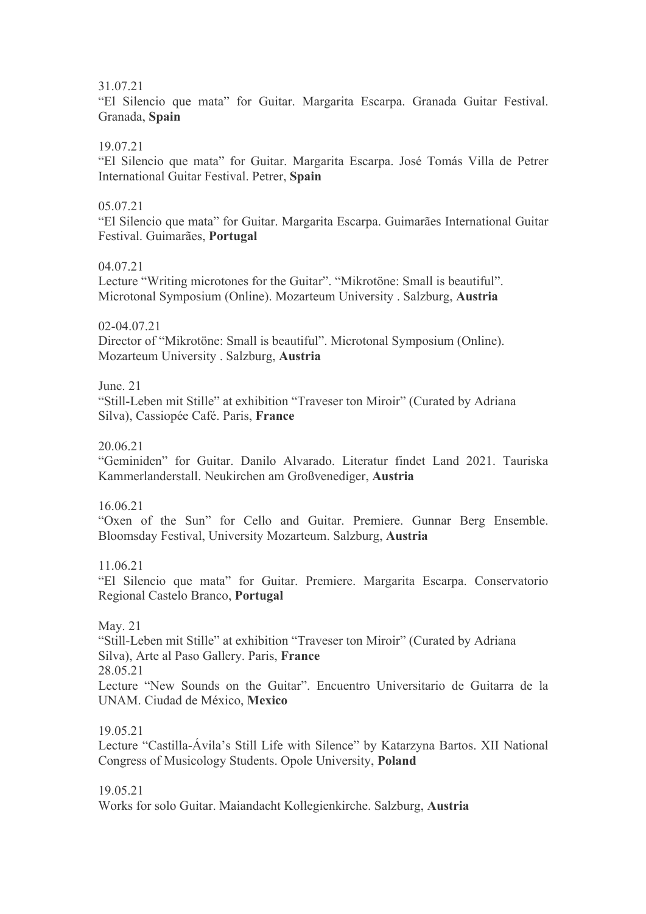31.07.21
"El Silencio que mata" for Guitar. Margarita Escarpa. Granada Guitar Festival. Granada, **Spain**

19.07.21
"El Silencio que mata" for Guitar. Margarita Escarpa. José Tomás Villa de Petrer International Guitar Festival. Petrer, **Spain**

05.07.21
"El Silencio que mata" for Guitar. Margarita Escarpa. Guimarães International Guitar Festival. Guimarães, **Portugal**

04.07.21
Lecture "Writing microtones for the Guitar". "Mikrotöne: Small is beautiful". Microtonal Symposium (Online). Mozarteum University . Salzburg, **Austria**

02-04.07.21
Director of "Mikrotöne: Small is beautiful". Microtonal Symposium (Online). Mozarteum University . Salzburg, **Austria**

June. 21
"Still-Leben mit Stille" at exhibition "Traveser ton Miroir" (Curated by Adriana Silva), Cassiopée Café. Paris, **France**

20.06.21
"Geminiden" for Guitar. Danilo Alvarado. Literatur findet Land 2021. Tauriska Kammerlanderstall. Neukirchen am Großvenediger, **Austria**

16.06.21
"Oxen of the Sun" for Cello and Guitar. Premiere. Gunnar Berg Ensemble. Bloomsday Festival, University Mozarteum. Salzburg, **Austria**

11.06.21
"El Silencio que mata" for Guitar. Premiere. Margarita Escarpa. Conservatorio Regional Castelo Branco, **Portugal**

May. 21
"Still-Leben mit Stille" at exhibition "Traveser ton Miroir" (Curated by Adriana Silva), Arte al Paso Gallery. Paris, **France**
28.05.21
Lecture "New Sounds on the Guitar". Encuentro Universitario de Guitarra de la UNAM. Ciudad de México, **Mexico**

19.05.21
Lecture "Castilla-Ávila's Still Life with Silence" by Katarzyna Bartos. XII National Congress of Musicology Students. Opole University, **Poland**

19.05.21
Works for solo Guitar. Maiandacht Kollegienkirche. Salzburg, **Austria**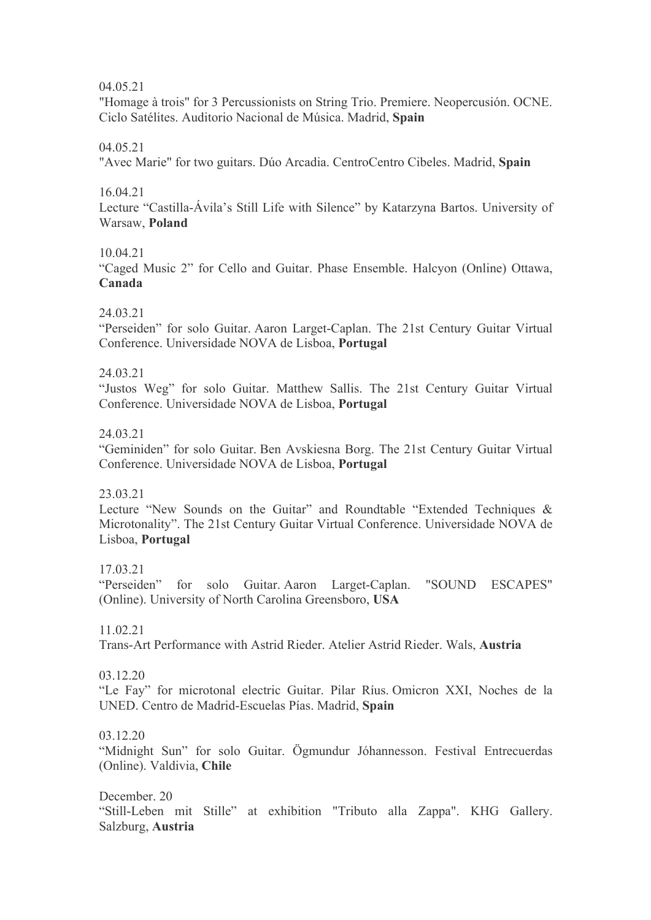04.05.21

"Homage à trois" for 3 Percussionists on String Trio. Premiere. Neopercusión. OCNE. Ciclo Satélites. Auditorio Nacional de Música. Madrid, **Spain**

04.05.21

"Avec Marie" for two guitars. Dúo Arcadia. CentroCentro Cibeles. Madrid, **Spain**

16.04.21

Lecture "Castilla-Ávila's Still Life with Silence" by Katarzyna Bartos. University of Warsaw, **Poland**

10.04.21

"Caged Music 2" for Cello and Guitar. Phase Ensemble. Halcyon (Online) Ottawa, **Canada**

24.03.21

"Perseiden" for solo Guitar. Aaron Larget-Caplan. The 21st Century Guitar Virtual Conference. Universidade NOVA de Lisboa, **Portugal**

24.03.21

"Justos Weg" for solo Guitar. Matthew Sallis. The 21st Century Guitar Virtual Conference. Universidade NOVA de Lisboa, **Portugal**

24.03.21

"Geminiden" for solo Guitar. Ben Avskiesna Borg. The 21st Century Guitar Virtual Conference. Universidade NOVA de Lisboa, **Portugal**

23.03.21

Lecture "New Sounds on the Guitar" and Roundtable "Extended Techniques & Microtonality". The 21st Century Guitar Virtual Conference. Universidade NOVA de Lisboa, **Portugal**

17.03.21

"Perseiden" for solo Guitar. Aaron Larget-Caplan. "SOUND ESCAPES" (Online). University of North Carolina Greensboro, **USA**

11.02.21

Trans-Art Performance with Astrid Rieder. Atelier Astrid Rieder. Wals, **Austria**

03.12.20

"Le Fay" for microtonal electric Guitar. Pilar Ríus. Omicron XXI, Noches de la UNED. Centro de Madrid-Escuelas Pías. Madrid, **Spain**

03.12.20

"Midnight Sun" for solo Guitar. Ögmundur Jóhannesson. Festival Entrecuerdas (Online). Valdivia, **Chile**

December. 20

"Still-Leben mit Stille" at exhibition "Tributo alla Zappa". KHG Gallery. Salzburg, **Austria**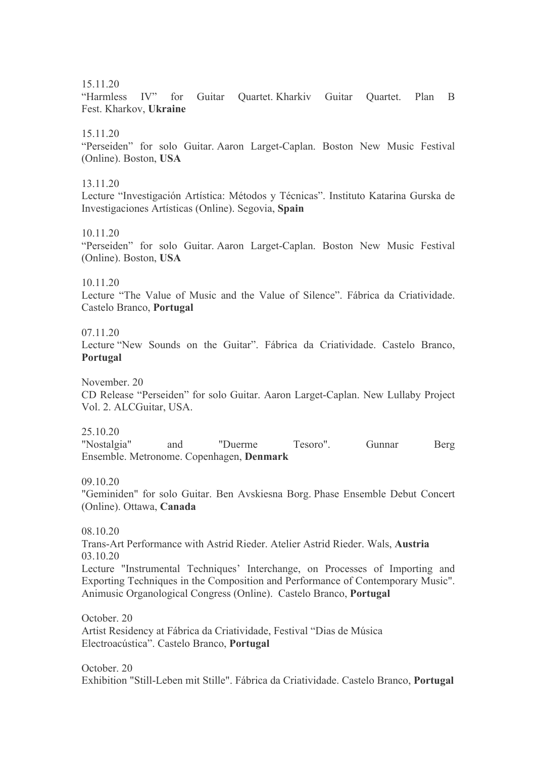15.11.20
"Harmless IV" for Guitar Quartet. Kharkiv Guitar Quartet. Plan B Fest. Kharkov, **Ukraine**

15.11.20
"Perseiden" for solo Guitar. Aaron Larget-Caplan. Boston New Music Festival (Online). Boston, **USA**

13.11.20
Lecture "Investigación Artística: Métodos y Técnicas". Instituto Katarina Gurska de Investigaciones Artísticas (Online). Segovia, **Spain**

10.11.20
"Perseiden" for solo Guitar. Aaron Larget-Caplan. Boston New Music Festival (Online). Boston, **USA**

10.11.20
Lecture "The Value of Music and the Value of Silence". Fábrica da Criatividade. Castelo Branco, **Portugal**

07.11.20
Lecture "New Sounds on the Guitar". Fábrica da Criatividade. Castelo Branco, **Portugal**

November. 20
CD Release "Perseiden" for solo Guitar. Aaron Larget-Caplan. New Lullaby Project Vol. 2. ALCGuitar, USA.

25.10.20
"Nostalgia" and "Duerme Tesoro". Gunnar Berg Ensemble. Metronome. Copenhagen, **Denmark**

09.10.20
"Geminiden" for solo Guitar. Ben Avskiesna Borg. Phase Ensemble Debut Concert (Online). Ottawa, **Canada**

08.10.20
Trans-Art Performance with Astrid Rieder. Atelier Astrid Rieder. Wals, **Austria**

03.10.20
Lecture "Instrumental Techniques' Interchange, on Processes of Importing and Exporting Techniques in the Composition and Performance of Contemporary Music". Animusic Organological Congress (Online). Castelo Branco, **Portugal**

October. 20
Artist Residency at Fábrica da Criatividade, Festival "Dias de Música Electroacústica". Castelo Branco, **Portugal**

October. 20
Exhibition "Still-Leben mit Stille". Fábrica da Criatividade. Castelo Branco, **Portugal**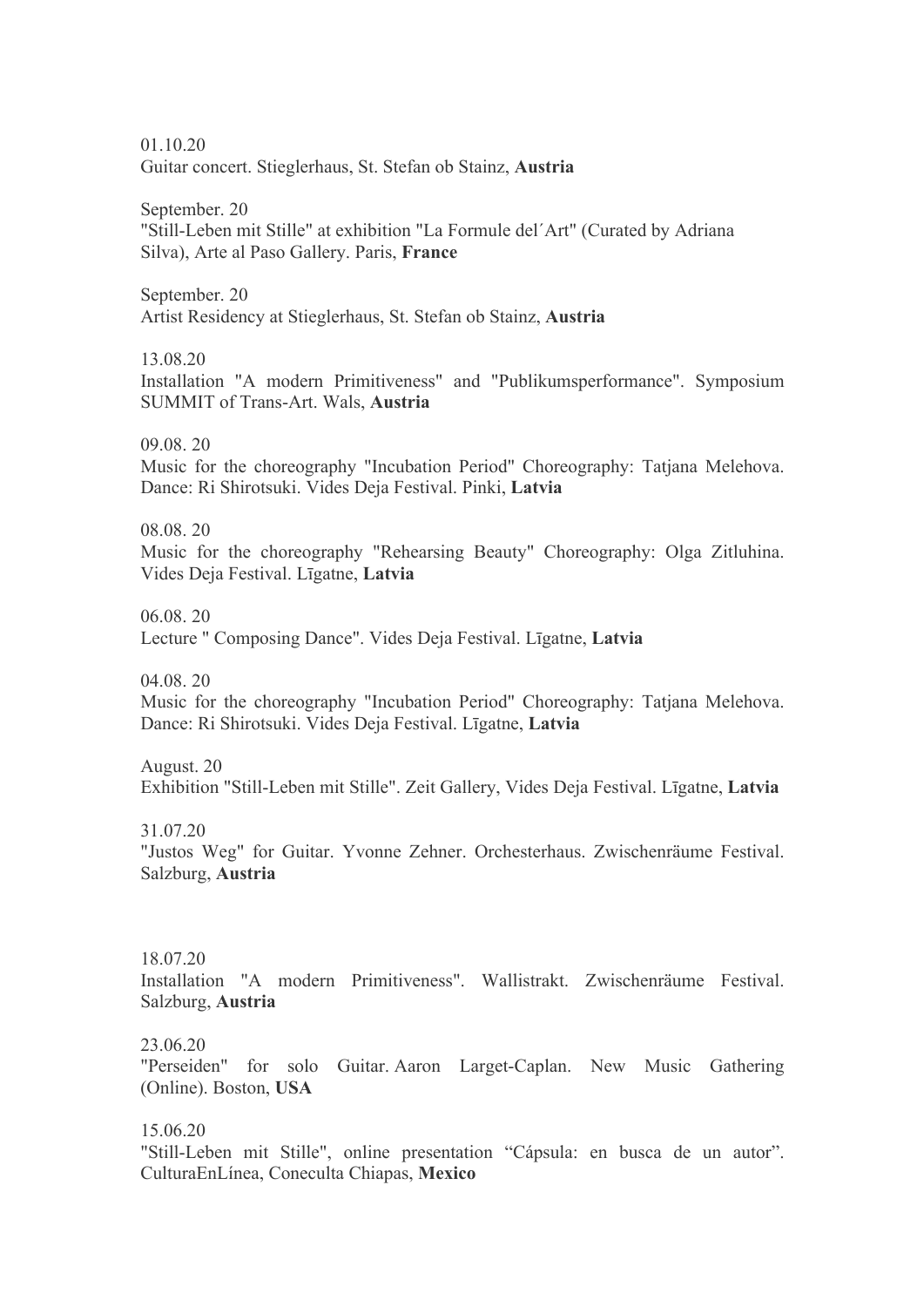01.10.20
Guitar concert. Stieglerhaus, St. Stefan ob Stainz, **Austria**

September. 20
"Still-Leben mit Stille" at exhibition "La Formule del´Art" (Curated by Adriana Silva), Arte al Paso Gallery. Paris, **France**

September. 20
Artist Residency at Stieglerhaus, St. Stefan ob Stainz, **Austria**

13.08.20
Installation "A modern Primitiveness" and "Publikumsperformance". Symposium SUMMIT of Trans-Art. Wals, **Austria**

09.08. 20
Music for the choreography "Incubation Period" Choreography: Tatjana Melehova. Dance: Ri Shirotsuki. Vides Deja Festival. Pinki, **Latvia**

08.08. 20
Music for the choreography "Rehearsing Beauty" Choreography: Olga Zitluhina. Vides Deja Festival. Līgatne, **Latvia**

06.08. 20
Lecture " Composing Dance". Vides Deja Festival. Līgatne, **Latvia**

04.08. 20
Music for the choreography "Incubation Period" Choreography: Tatjana Melehova. Dance: Ri Shirotsuki. Vides Deja Festival. Līgatne, **Latvia**

August. 20
Exhibition "Still-Leben mit Stille". Zeit Gallery, Vides Deja Festival. Līgatne, **Latvia**

31.07.20
"Justos Weg" for Guitar. Yvonne Zehner. Orchesterhaus. Zwischenräume Festival. Salzburg, **Austria**

18.07.20
Installation "A modern Primitiveness". Wallistrakt. Zwischenräume Festival. Salzburg, **Austria**

23.06.20
"Perseiden" for solo Guitar. Aaron Larget-Caplan. New Music Gathering (Online). Boston, **USA**

15.06.20
"Still-Leben mit Stille", online presentation "Cápsula: en busca de un autor". CulturaEnLínea, Coneculta Chiapas, **Mexico**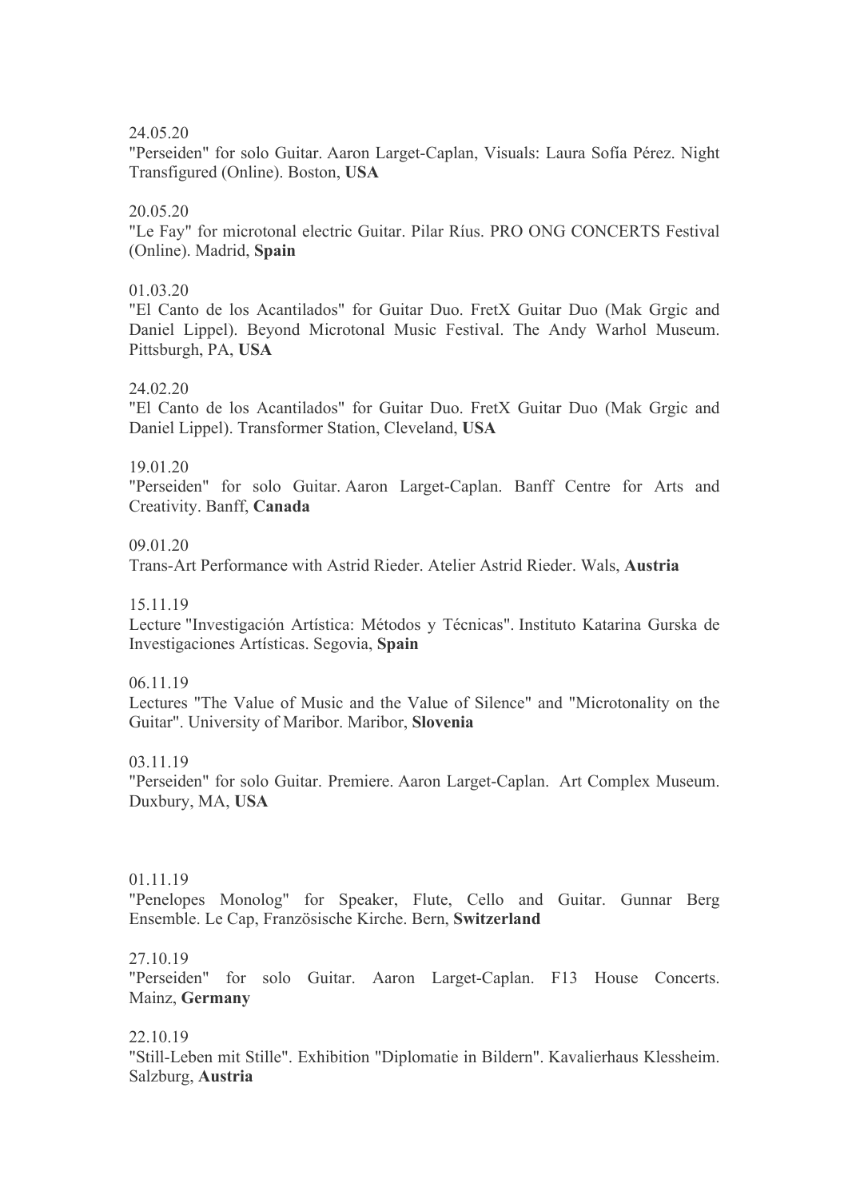24.05.20

"Perseiden" for solo Guitar. Aaron Larget-Caplan, Visuals: Laura Sofía Pérez. Night Transfigured (Online). Boston, **USA**

20.05.20

"Le Fay" for microtonal electric Guitar. Pilar Ríus. PRO ONG CONCERTS Festival (Online). Madrid, **Spain**

01.03.20

"El Canto de los Acantilados" for Guitar Duo. FretX Guitar Duo (Mak Grgic and Daniel Lippel). Beyond Microtonal Music Festival. The Andy Warhol Museum. Pittsburgh, PA, **USA**

24.02.20

"El Canto de los Acantilados" for Guitar Duo. FretX Guitar Duo (Mak Grgic and Daniel Lippel). Transformer Station, Cleveland, **USA**

19.01.20

"Perseiden" for solo Guitar. Aaron Larget-Caplan. Banff Centre for Arts and Creativity. Banff, **Canada**

09.01.20

Trans-Art Performance with Astrid Rieder. Atelier Astrid Rieder. Wals, **Austria**

15.11.19

Lecture "Investigación Artística: Métodos y Técnicas". Instituto Katarina Gurska de Investigaciones Artísticas. Segovia, **Spain**

06.11.19

Lectures "The Value of Music and the Value of Silence" and "Microtonality on the Guitar". University of Maribor. Maribor, **Slovenia**

03.11.19

"Perseiden" for solo Guitar. Premiere. Aaron Larget-Caplan. Art Complex Museum. Duxbury, MA, **USA**

01.11.19

"Penelopes Monolog" for Speaker, Flute, Cello and Guitar. Gunnar Berg Ensemble. Le Cap, Französische Kirche. Bern, **Switzerland**

27.10.19

"Perseiden" for solo Guitar. Aaron Larget-Caplan. F13 House Concerts. Mainz, **Germany**

22.10.19

"Still-Leben mit Stille". Exhibition "Diplomatie in Bildern". Kavalierhaus Klessheim. Salzburg, **Austria**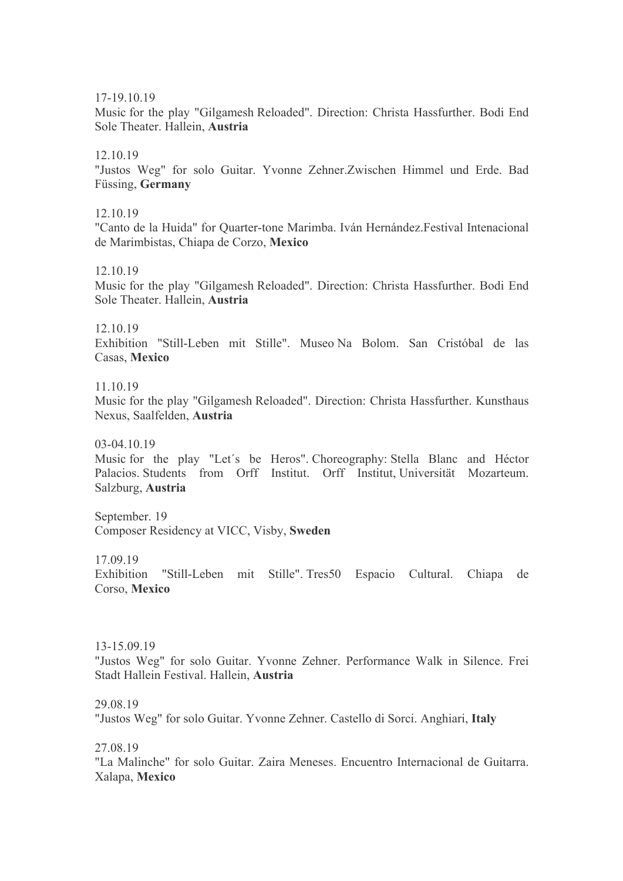17-19.10.19
Music for the play "Gilgamesh Reloaded". Direction: Christa Hassfurther. Bodi End Sole Theater. Hallein, **Austria**

12.10.19
"Justos Weg" for solo Guitar. Yvonne Zehner.Zwischen Himmel und Erde. Bad Füssing, **Germany**

12.10.19
"Canto de la Huida" for Quarter-tone Marimba. Iván Hernández.Festival Intenacional de Marimbistas, Chiapa de Corzo, **Mexico**

12.10.19
Music for the play "Gilgamesh Reloaded". Direction: Christa Hassfurther. Bodi End Sole Theater. Hallein, **Austria**

12.10.19
Exhibition "Still-Leben mit Stille". Museo Na Bolom. San Cristóbal de las Casas, **Mexico**

11.10.19
Music for the play "Gilgamesh Reloaded". Direction: Christa Hassfurther. Kunsthaus Nexus, Saalfelden, **Austria**

03-04.10.19
Music for the play "Let´s be Heros". Choreography: Stella Blanc and Héctor Palacios. Students from Orff Institut. Orff Institut, Universität Mozarteum. Salzburg, **Austria**

September. 19
Composer Residency at VICC, Visby, **Sweden**

17.09.19
Exhibition "Still-Leben mit Stille". Tres50 Espacio Cultural. Chiapa de Corso, **Mexico**

13-15.09.19
"Justos Weg" for solo Guitar. Yvonne Zehner. Performance Walk in Silence. Frei Stadt Hallein Festival. Hallein, **Austria**

29.08.19
"Justos Weg" for solo Guitar. Yvonne Zehner. Castello di Sorci. Anghiari, **Italy**

27.08.19
"La Malinche" for solo Guitar. Zaira Meneses. Encuentro Internacional de Guitarra. Xalapa, **Mexico**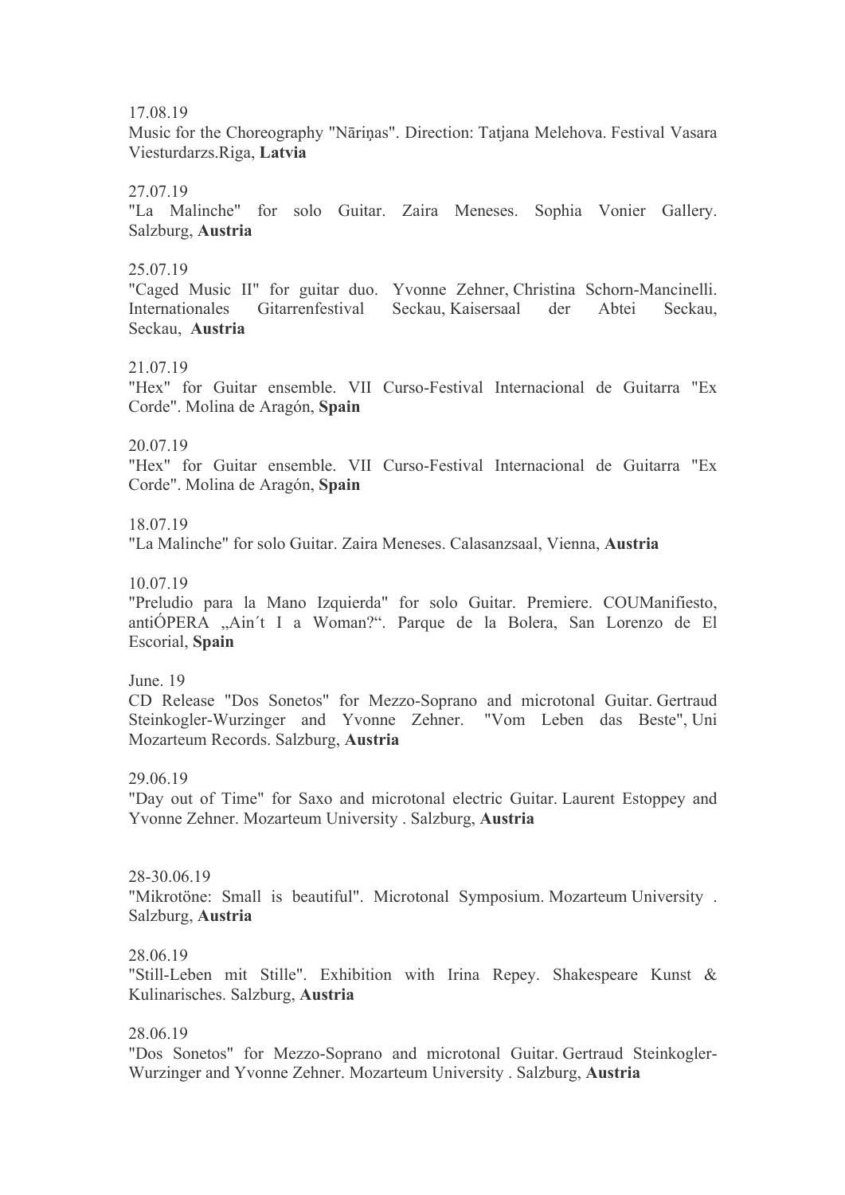17.08.19
Music for the Choreography "Nāriņas". Direction: Tatjana Melehova. Festival Vasara Viesturdarzs.Riga, **Latvia**

27.07.19
"La Malinche" for solo Guitar. Zaira Meneses. Sophia Vonier Gallery. Salzburg, **Austria**

25.07.19
"Caged Music II" for guitar duo. Yvonne Zehner, Christina Schorn-Mancinelli. Internationales Gitarrenfestival Seckau, Kaisersaal der Abtei Seckau, Seckau, **Austria**

21.07.19
"Hex" for Guitar ensemble. VII Curso-Festival Internacional de Guitarra "Ex Corde". Molina de Aragón, **Spain**

20.07.19
"Hex" for Guitar ensemble. VII Curso-Festival Internacional de Guitarra "Ex Corde". Molina de Aragón, **Spain**

18.07.19
"La Malinche" for solo Guitar. Zaira Meneses. Calasanzsaal, Vienna, **Austria**

10.07.19
"Preludio para la Mano Izquierda" for solo Guitar. Premiere. COUManifiesto, antiÓPERA „Ain´t I a Woman?“. Parque de la Bolera, San Lorenzo de El Escorial, **Spain**

June. 19
CD Release "Dos Sonetos" for Mezzo-Soprano and microtonal Guitar. Gertraud Steinkogler-Wurzinger and Yvonne Zehner. "Vom Leben das Beste", Uni Mozarteum Records. Salzburg, **Austria**

29.06.19
"Day out of Time" for Saxo and microtonal electric Guitar. Laurent Estoppey and Yvonne Zehner. Mozarteum University . Salzburg, **Austria**

28-30.06.19
"Mikrotöne: Small is beautiful". Microtonal Symposium. Mozarteum University . Salzburg, **Austria**

28.06.19
"Still-Leben mit Stille". Exhibition with Irina Repey. Shakespeare Kunst & Kulinarisches. Salzburg, **Austria**

28.06.19
"Dos Sonetos" for Mezzo-Soprano and microtonal Guitar. Gertraud Steinkogler-Wurzinger and Yvonne Zehner. Mozarteum University . Salzburg, **Austria**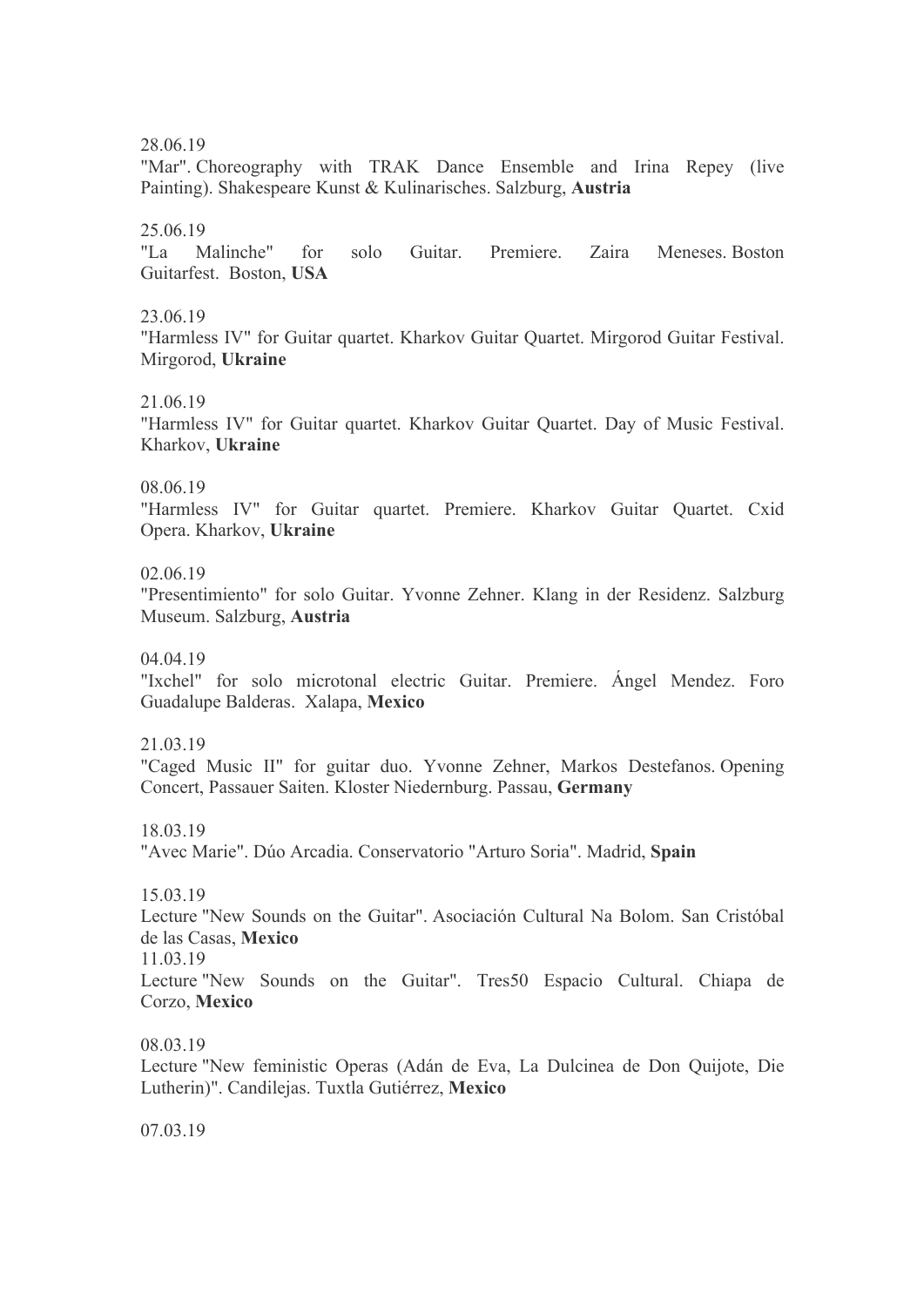28.06.19
"Mar". Choreography with TRAK Dance Ensemble and Irina Repey (live Painting). Shakespeare Kunst & Kulinarisches. Salzburg, **Austria**

25.06.19
"La Malinche" for solo Guitar. Premiere. Zaira Meneses. Boston Guitarfest. Boston, **USA**

23.06.19
"Harmless IV" for Guitar quartet. Kharkov Guitar Quartet. Mirgorod Guitar Festival. Mirgorod, **Ukraine**

21.06.19
"Harmless IV" for Guitar quartet. Kharkov Guitar Quartet. Day of Music Festival. Kharkov, **Ukraine**

08.06.19
"Harmless IV" for Guitar quartet. Premiere. Kharkov Guitar Quartet. Cxid Opera. Kharkov, **Ukraine**

02.06.19
"Presentimiento" for solo Guitar. Yvonne Zehner. Klang in der Residenz. Salzburg Museum. Salzburg, **Austria**

04.04.19
"Ixchel" for solo microtonal electric Guitar. Premiere. Ángel Mendez. Foro Guadalupe Balderas. Xalapa, **Mexico**

21.03.19
"Caged Music II" for guitar duo. Yvonne Zehner, Markos Destefanos. Opening Concert, Passauer Saiten. Kloster Niedernburg. Passau, **Germany**

18.03.19
"Avec Marie". Dúo Arcadia. Conservatorio "Arturo Soria". Madrid, **Spain**

15.03.19
Lecture "New Sounds on the Guitar". Asociación Cultural Na Bolom. San Cristóbal de las Casas, **Mexico**

11.03.19
Lecture "New Sounds on the Guitar". Tres50 Espacio Cultural. Chiapa de Corzo, **Mexico**

08.03.19
Lecture "New feministic Operas (Adán de Eva, La Dulcinea de Don Quijote, Die Lutherin)". Candilejas. Tuxtla Gutiérrez, **Mexico**

07.03.19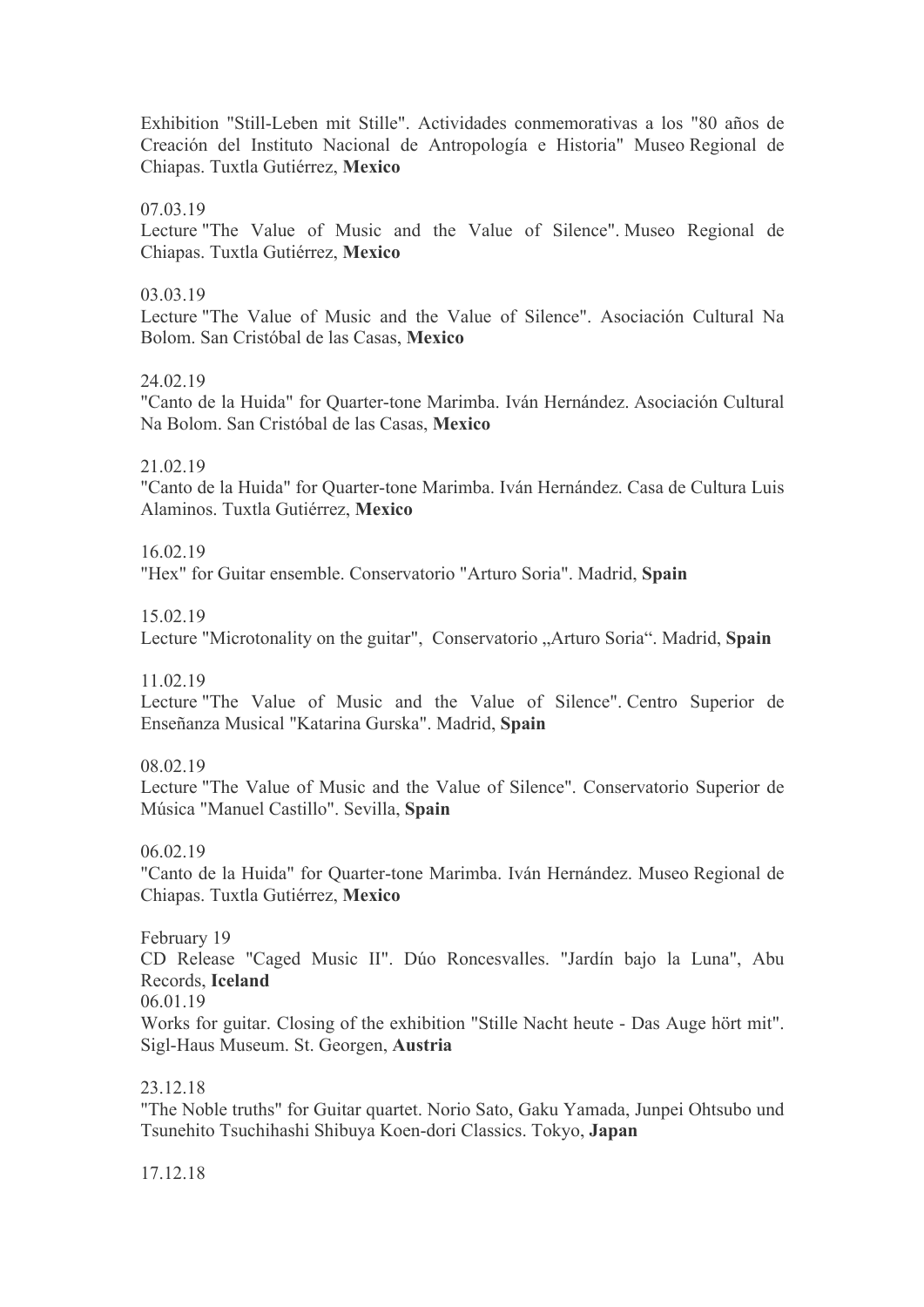Exhibition "Still-Leben mit Stille". Actividades conmemorativas a los "80 años de Creación del Instituto Nacional de Antropología e Historia" Museo Regional de Chiapas. Tuxtla Gutiérrez, **Mexico**

07.03.19
Lecture "The Value of Music and the Value of Silence". Museo Regional de Chiapas. Tuxtla Gutiérrez, **Mexico**

03.03.19
Lecture "The Value of Music and the Value of Silence". Asociación Cultural Na Bolom. San Cristóbal de las Casas, **Mexico**

24.02.19
"Canto de la Huida" for Quarter-tone Marimba. Iván Hernández. Asociación Cultural Na Bolom. San Cristóbal de las Casas, **Mexico**

21.02.19
"Canto de la Huida" for Quarter-tone Marimba. Iván Hernández. Casa de Cultura Luis Alaminos. Tuxtla Gutiérrez, **Mexico**

16.02.19
"Hex" for Guitar ensemble. Conservatorio "Arturo Soria". Madrid, **Spain**

15.02.19
Lecture "Microtonality on the guitar", Conservatorio „Arturo Soria". Madrid, **Spain**

11.02.19
Lecture "The Value of Music and the Value of Silence". Centro Superior de Enseñanza Musical "Katarina Gurska". Madrid, **Spain**

08.02.19
Lecture "The Value of Music and the Value of Silence". Conservatorio Superior de Música "Manuel Castillo". Sevilla, **Spain**

06.02.19
"Canto de la Huida" for Quarter-tone Marimba. Iván Hernández. Museo Regional de Chiapas. Tuxtla Gutiérrez, **Mexico**

February 19
CD Release "Caged Music II". Dúo Roncesvalles. "Jardín bajo la Luna", Abu Records, **Iceland**
06.01.19
Works for guitar. Closing of the exhibition "Stille Nacht heute - Das Auge hört mit". Sigl-Haus Museum. St. Georgen, **Austria**

23.12.18
"The Noble truths" for Guitar quartet. Norio Sato, Gaku Yamada, Junpei Ohtsubo und Tsunehito Tsuchihashi Shibuya Koen-dori Classics. Tokyo, **Japan**

17.12.18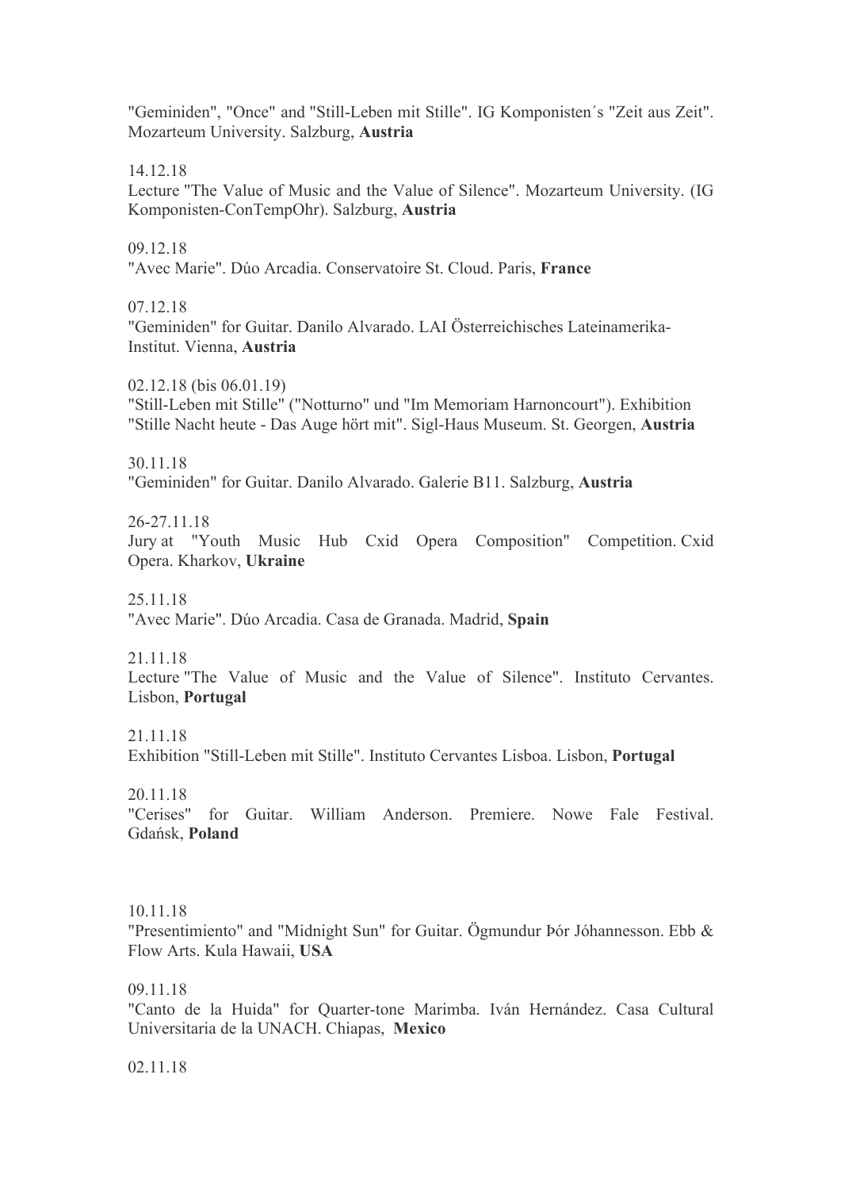"Geminiden", "Once" and "Still-Leben mit Stille". IG Komponisten´s "Zeit aus Zeit". Mozarteum University. Salzburg, **Austria**

14.12.18
Lecture "The Value of Music and the Value of Silence". Mozarteum University. (IG Komponisten-ConTempOhr). Salzburg, **Austria**

09.12.18
"Avec Marie". Dúo Arcadia. Conservatoire St. Cloud. Paris, **France**

07.12.18
"Geminiden" for Guitar. Danilo Alvarado. LAI Österreichisches Lateinamerika-Institut. Vienna, **Austria**

02.12.18 (bis 06.01.19)
"Still-Leben mit Stille" ("Notturno" und "Im Memoriam Harnoncourt"). Exhibition "Stille Nacht heute - Das Auge hört mit". Sigl-Haus Museum. St. Georgen, **Austria**

30.11.18
"Geminiden" for Guitar. Danilo Alvarado. Galerie B11. Salzburg, **Austria**

26-27.11.18
Jury at "Youth Music Hub Cxid Opera Composition" Competition. Cxid Opera. Kharkov, **Ukraine**

25.11.18
"Avec Marie". Dúo Arcadia. Casa de Granada. Madrid, **Spain**

21.11.18
Lecture "The Value of Music and the Value of Silence". Instituto Cervantes. Lisbon, **Portugal**

21.11.18
Exhibition "Still-Leben mit Stille". Instituto Cervantes Lisboa. Lisbon, **Portugal**

20.11.18
"Cerises" for Guitar. William Anderson. Premiere. Nowe Fale Festival. Gdańsk, **Poland**

10.11.18
"Presentimiento" and "Midnight Sun" for Guitar. Ögmundur Þór Jóhannesson. Ebb & Flow Arts. Kula Hawaii, **USA**

09.11.18
"Canto de la Huida" for Quarter-tone Marimba. Iván Hernández. Casa Cultural Universitaria de la UNACH. Chiapas, **Mexico**

02.11.18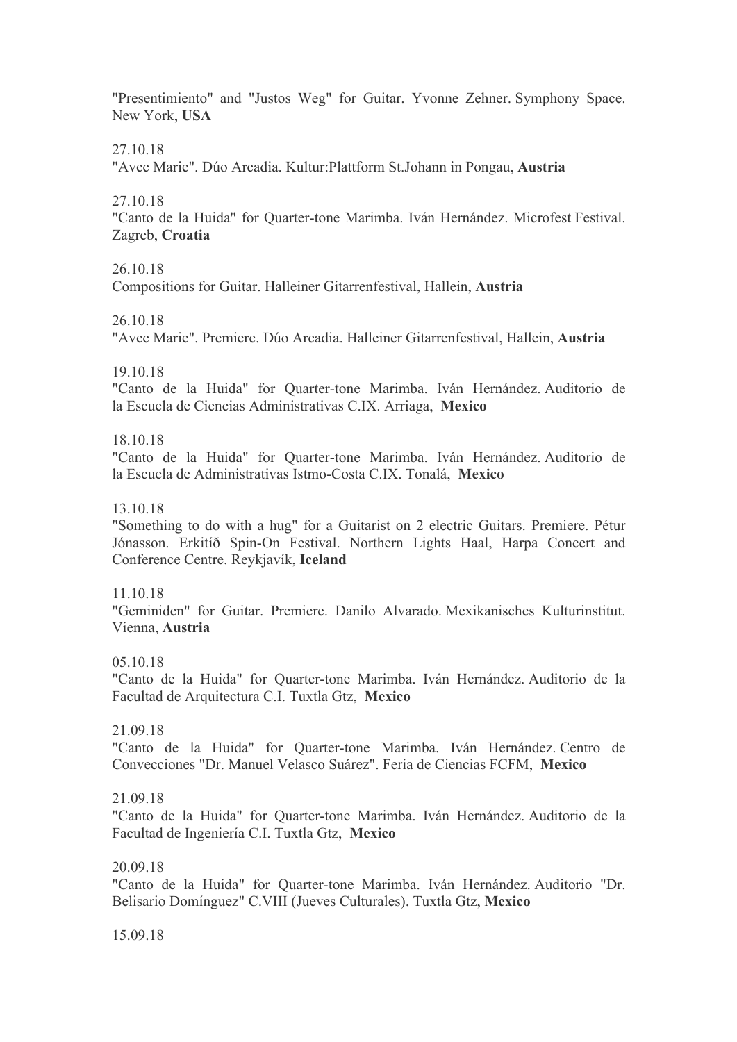"Presentimiento" and "Justos Weg" for Guitar. Yvonne Zehner. Symphony Space. New York, **USA**

27.10.18
"Avec Marie". Dúo Arcadia. Kultur:Plattform St.Johann in Pongau, **Austria**

27.10.18
"Canto de la Huida" for Quarter-tone Marimba. Iván Hernández. Microfest Festival. Zagreb, **Croatia**

26.10.18
Compositions for Guitar. Halleiner Gitarrenfestival, Hallein, **Austria**

26.10.18
"Avec Marie". Premiere. Dúo Arcadia. Halleiner Gitarrenfestival, Hallein, **Austria**

19.10.18
"Canto de la Huida" for Quarter-tone Marimba. Iván Hernández. Auditorio de la Escuela de Ciencias Administrativas C.IX. Arriaga, **Mexico**

18.10.18
"Canto de la Huida" for Quarter-tone Marimba. Iván Hernández. Auditorio de la Escuela de Administrativas Istmo-Costa C.IX. Tonalá, **Mexico**

13.10.18
"Something to do with a hug" for a Guitarist on 2 electric Guitars. Premiere. Pétur Jónasson. Erkitíð Spin-On Festival. Northern Lights Haal, Harpa Concert and Conference Centre. Reykjavík, **Iceland**

11.10.18
"Geminiden" for Guitar. Premiere. Danilo Alvarado. Mexikanisches Kulturinstitut. Vienna, **Austria**

05.10.18
"Canto de la Huida" for Quarter-tone Marimba. Iván Hernández. Auditorio de la Facultad de Arquitectura C.I. Tuxtla Gtz, **Mexico**

21.09.18
"Canto de la Huida" for Quarter-tone Marimba. Iván Hernández. Centro de Convecciones "Dr. Manuel Velasco Suárez". Feria de Ciencias FCFM, **Mexico**

21.09.18
"Canto de la Huida" for Quarter-tone Marimba. Iván Hernández. Auditorio de la Facultad de Ingeniería C.I. Tuxtla Gtz, **Mexico**

20.09.18
"Canto de la Huida" for Quarter-tone Marimba. Iván Hernández. Auditorio "Dr. Belisario Domínguez" C.VIII (Jueves Culturales). Tuxtla Gtz, **Mexico**

15.09.18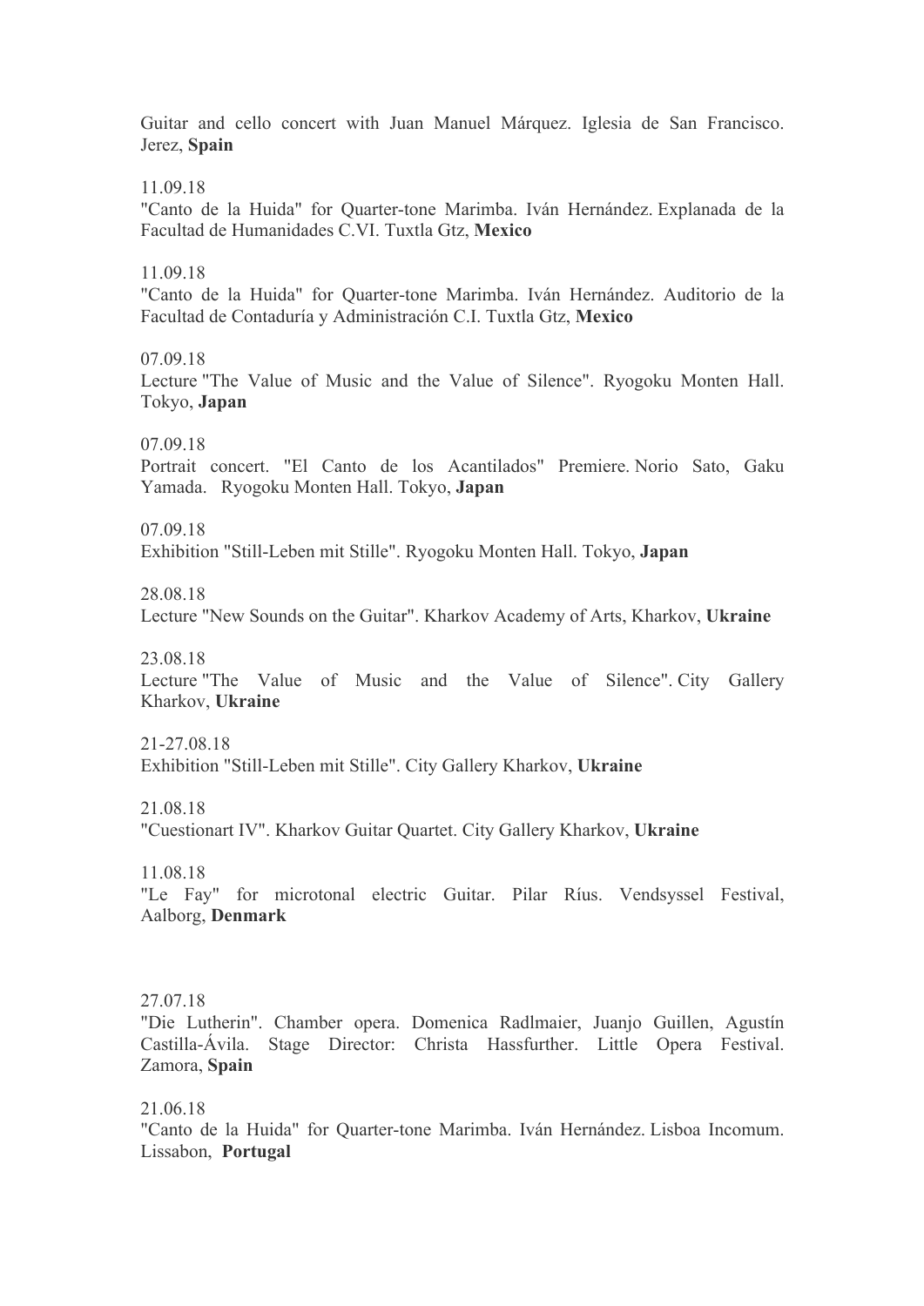Guitar and cello concert with Juan Manuel Márquez. Iglesia de San Francisco. Jerez, **Spain**

11.09.18

"Canto de la Huida" for Quarter-tone Marimba. Iván Hernández. Explanada de la Facultad de Humanidades C.VI. Tuxtla Gtz, **Mexico**

11.09.18

"Canto de la Huida" for Quarter-tone Marimba. Iván Hernández. Auditorio de la Facultad de Contaduría y Administración C.I. Tuxtla Gtz, **Mexico**

07.09.18

Lecture "The Value of Music and the Value of Silence". Ryogoku Monten Hall. Tokyo, **Japan**

07.09.18

Portrait concert. "El Canto de los Acantilados" Premiere. Norio Sato, Gaku Yamada. Ryogoku Monten Hall. Tokyo, **Japan**

07.09.18

Exhibition "Still-Leben mit Stille". Ryogoku Monten Hall. Tokyo, **Japan**

28.08.18

Lecture "New Sounds on the Guitar". Kharkov Academy of Arts, Kharkov, **Ukraine**

23.08.18

Lecture "The Value of Music and the Value of Silence". City Gallery Kharkov, **Ukraine**

21-27.08.18

Exhibition "Still-Leben mit Stille". City Gallery Kharkov, **Ukraine**

21.08.18

"Cuestionart IV". Kharkov Guitar Quartet. City Gallery Kharkov, **Ukraine**

11.08.18

"Le Fay" for microtonal electric Guitar. Pilar Ríus. Vendsyssel Festival, Aalborg, **Denmark**

27.07.18

"Die Lutherin". Chamber opera. Domenica Radlmaier, Juanjo Guillen, Agustín Castilla-Ávila. Stage Director: Christa Hassfurther. Little Opera Festival. Zamora, **Spain**

21.06.18

"Canto de la Huida" for Quarter-tone Marimba. Iván Hernández. Lisboa Incomum. Lissabon, **Portugal**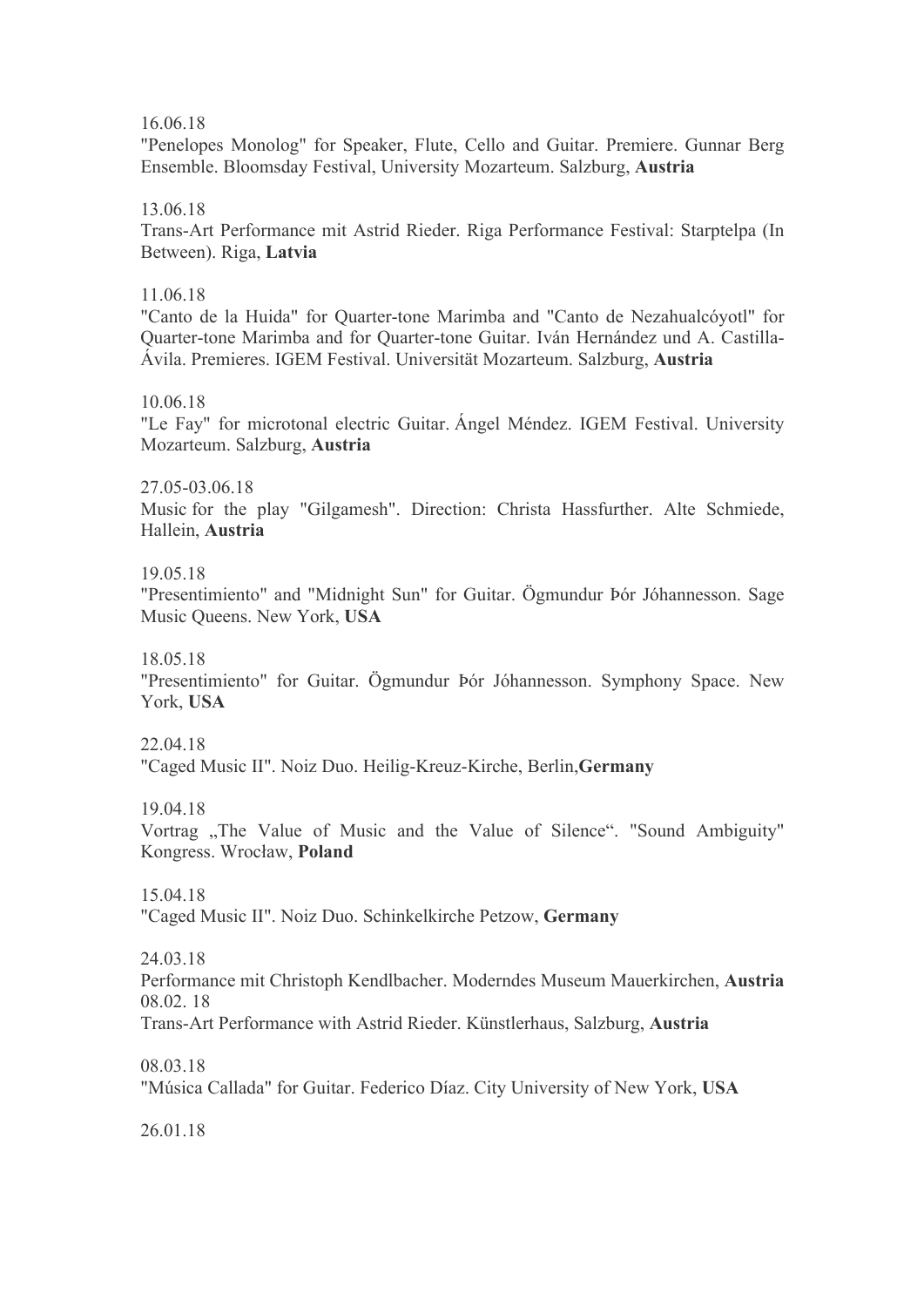16.06.18
"Penelopes Monolog" for Speaker, Flute, Cello and Guitar. Premiere. Gunnar Berg Ensemble. Bloomsday Festival, University Mozarteum. Salzburg, **Austria**

13.06.18
Trans-Art Performance mit Astrid Rieder. Riga Performance Festival: Starptelpa (In Between). Riga, **Latvia**

11.06.18
"Canto de la Huida" for Quarter-tone Marimba and "Canto de Nezahualcóyotl" for Quarter-tone Marimba and for Quarter-tone Guitar. Iván Hernández und A. Castilla-Ávila. Premieres. IGEM Festival. Universität Mozarteum. Salzburg, **Austria**

10.06.18
"Le Fay" for microtonal electric Guitar. Ángel Méndez. IGEM Festival. University Mozarteum. Salzburg, **Austria**

27.05-03.06.18
Music for the play "Gilgamesh". Direction: Christa Hassfurther. Alte Schmiede, Hallein, **Austria**

19.05.18
"Presentimiento" and "Midnight Sun" for Guitar. Ögmundur Þór Jóhannesson. Sage Music Queens. New York, **USA**

18.05.18
"Presentimiento" for Guitar. Ögmundur Þór Jóhannesson. Symphony Space. New York, **USA**

22.04.18
"Caged Music II". Noiz Duo. Heilig-Kreuz-Kirche, Berlin,**Germany**

19.04.18
Vortrag „The Value of Music and the Value of Silence“. "Sound Ambiguity" Kongress. Wrocław, **Poland**

15.04.18
"Caged Music II". Noiz Duo. Schinkelkirche Petzow, **Germany**

24.03.18
Performance mit Christoph Kendlbacher. Moderndes Museum Mauerkirchen, **Austria**
08.02. 18
Trans-Art Performance with Astrid Rieder. Künstlerhaus, Salzburg, **Austria**

08.03.18
"Música Callada" for Guitar. Federico Díaz. City University of New York, **USA**

26.01.18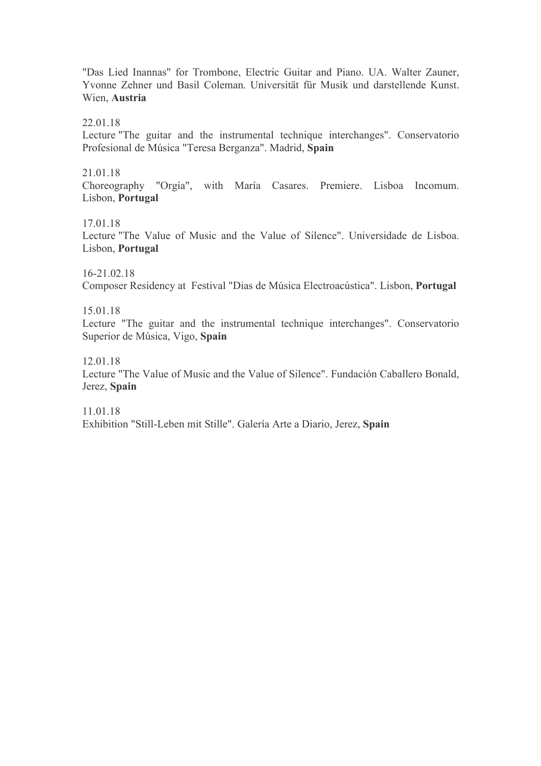"Das Lied Inannas" for Trombone, Electric Guitar and Piano. UA. Walter Zauner, Yvonne Zehner und Basil Coleman. Universität für Musik und darstellende Kunst. Wien, **Austria**

22.01.18
Lecture "The guitar and the instrumental technique interchanges". Conservatorio Profesional de Música "Teresa Berganza". Madrid, **Spain**

21.01.18
Choreography "Orgía", with María Casares. Premiere. Lisboa Incomum. Lisbon, **Portugal**

17.01.18
Lecture "The Value of Music and the Value of Silence". Universidade de Lisboa. Lisbon, **Portugal**

16-21.02.18
Composer Residency at Festival "Dias de Música Electroacústica". Lisbon, **Portugal**

15.01.18
Lecture "The guitar and the instrumental technique interchanges". Conservatorio Superior de Música, Vigo, **Spain**

12.01.18
Lecture "The Value of Music and the Value of Silence". Fundación Caballero Bonald, Jerez, **Spain**

11.01.18
Exhibition "Still-Leben mit Stille". Galería Arte a Diario, Jerez, **Spain**